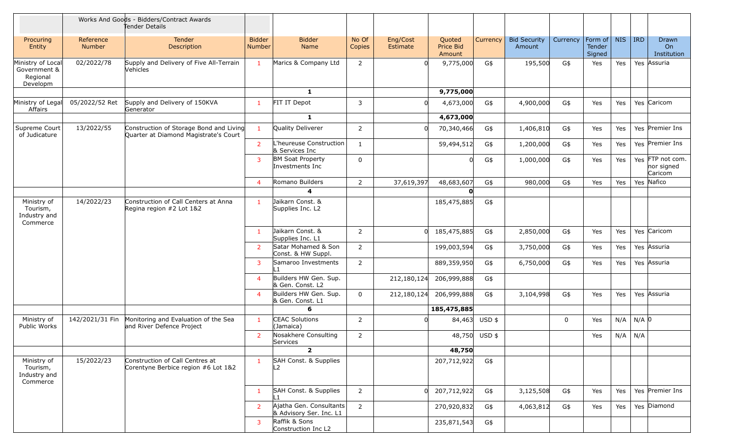| | | Works And Goods - Bidders/Contract Awards Tender Details | | | | | | | | | | | | |
|---|---|---|---|---|---|---|---|---|---|---|---|---|---|---|
| Procuring Entity | Reference Number | Tender Description | Bidder Number | Bidder Name | No Of Copies | Eng/Cost Estimate | Quoted Price Bid Amount | Currency | Bid Security Amount | Currency | Form of Tender Signed | NIS | IRD | Drawn On Institution |
| Ministry of Local Government & Regional Developm | 02/2022/78 | Supply and Delivery of Five All-Terrain Vehicles | 1 | Marics & Company Ltd | 2 | 0 | 9,775,000 | G$ | 195,500 | G$ | Yes | Yes | Yes | Assuria |
| | | | | **1** | | | **9,775,000** | | | | | | | |
| Ministry of Legal Affairs | 05/2022/52 Ret | Supply and Delivery of 150KVA Generator | 1 | FIT IT Depot | 3 | 0 | 4,673,000 | G$ | 4,900,000 | G$ | Yes | Yes | Yes | Caricom |
| | | | | **1** | | | **4,673,000** | | | | | | | |
| Supreme Court of Judicature | 13/2022/55 | Construction of Storage Bond and Living Quarter at Diamond Magistrate's Court | 1 | Quality Deliverer | 2 | 0 | 70,340,466 | G$ | 1,406,810 | G$ | Yes | Yes | Yes | Premier Ins |
| | | | 2 | L'heureuse Construction & Services Inc | 1 | | 59,494,512 | G$ | 1,200,000 | G$ | Yes | Yes | Yes | Premier Ins |
| | | | 3 | BM Soat Property Investments Inc | 0 | | 0 | G$ | 1,000,000 | G$ | Yes | Yes | Yes | FTP not com. nor signed Caricom |
| | | | 4 | Romano Builders | 2 | 37,619,397 | 48,683,607 | G$ | 980,000 | G$ | Yes | Yes | Yes | Nafico |
| | | | | **4** | | | **0** | | | | | | | |
| Ministry of Tourism, Industry and Commerce | 14/2022/23 | Construction of Call Centers at Anna Regina region #2 Lot 1&2 | 1 | Jaikarn Const. & Supplies Inc. L2 | | | 185,475,885 | G$ | | | | | | |
| | | | 1 | Jaikarn Const. & Supplies Inc. L1 | 2 | 0 | 185,475,885 | G$ | 2,850,000 | G$ | Yes | Yes | Yes | Caricom |
| | | | 2 | Satar Mohamed & Son Const. & HW Suppl. | 2 | | 199,003,594 | G$ | 3,750,000 | G$ | Yes | Yes | Yes | Assuria |
| | | | 3 | Samaroo Investments L1 | 2 | | 889,359,950 | G$ | 6,750,000 | G$ | Yes | Yes | Yes | Assuria |
| | | | 4 | Builders HW Gen. Sup. & Gen. Const. L2 | | 212,180,124 | 206,999,888 | G$ | | | | | | |
| | | | 4 | Builders HW Gen. Sup. & Gen. Const. L1 | 0 | 212,180,124 | 206,999,888 | G$ | 3,104,998 | G$ | Yes | Yes | Yes | Assuria |
| | | | | **6** | | | **185,475,885** | | | | | | | |
| Ministry of Public Works | 142/2021/31 Fin | Monitoring and Evaluation of the Sea and River Defence Project | 1 | CEAC Solutions (Jamaica) | 2 | 0 | 84,463 | USD $ | | 0 | Yes | N/A | N/A | 0 |
| | | | 2 | Nosakhere Consulting Services | 2 | | 48,750 | USD $ | | | Yes | N/A | N/A | |
| | | | | **2** | | | **48,750** | | | | | | | |
| Ministry of Tourism, Industry and Commerce | 15/2022/23 | Construction of Call Centres at Corentyne Berbice region #6 Lot 1&2 | 1 | SAH Const. & Supplies L2 | | | 207,712,922 | G$ | | | | | | |
| | | | 1 | SAH Const. & Supplies L1 | 2 | 0 | 207,712,922 | G$ | 3,125,508 | G$ | Yes | Yes | Yes | Premier Ins |
| | | | 2 | Ajatha Gen. Consultants & Advisory Ser. Inc. L1 | 2 | | 270,920,832 | G$ | 4,063,812 | G$ | Yes | Yes | Yes | Diamond |
| | | | 3 | Raffik & Sons Construction Inc L2 | | | 235,871,543 | G$ | | | | | | |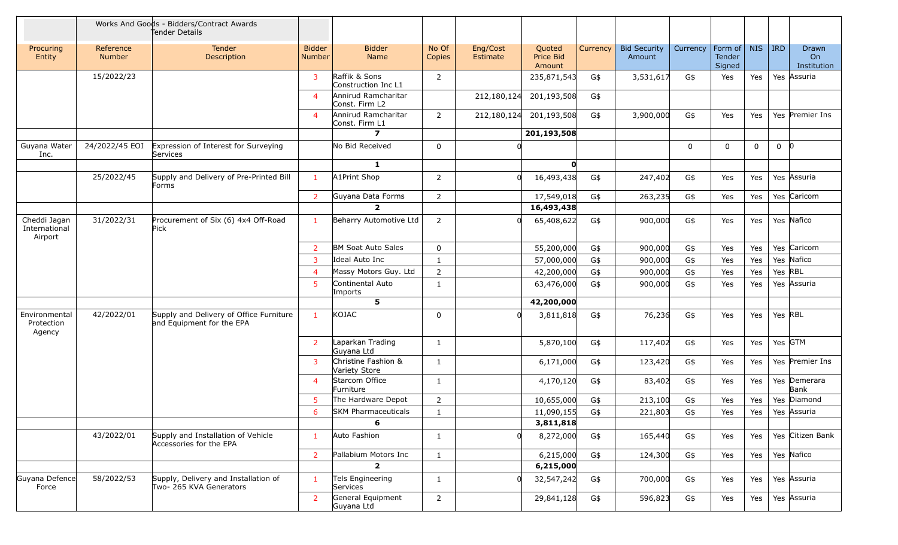| | | Works And Goods - Bidders/Contract Awards Tender Details | | | | | | | | | | | | |
|---|---|---|---|---|---|---|---|---|---|---|---|---|---|---|
| Procuring Entity | Reference Number | Tender Description | Bidder Number | Bidder Name | No Of Copies | Eng/Cost Estimate | Quoted Price Bid Amount | Currency | Bid Security Amount | Currency | Form of Tender Signed | NIS | IRD | Drawn On Institution |
| | 15/2022/23 | | 3 | Raffik & Sons Construction Inc L1 | 2 | | 235,871,543 | G$ | 3,531,617 | G$ | Yes | Yes | Yes | Assuria |
| | | | 4 | Annirud Ramcharitar Const. Firm L2 | | 212,180,124 | 201,193,508 | G$ | | | | | | |
| | | | 4 | Annirud Ramcharitar Const. Firm L1 | 2 | 212,180,124 | 201,193,508 | G$ | 3,900,000 | G$ | Yes | Yes | Yes | Premier Ins |
| | | | | **7** | | | **201,193,508** | | | | | | | |
| Guyana Water Inc. | 24/2022/45 EOI | Expression of Interest for Surveying Services | | No Bid Received | 0 | 0 | | | | 0 | 0 | 0 | 0 | 0 |
| | | | | **1** | | | **0** | | | | | | | |
| | 25/2022/45 | Supply and Delivery of Pre-Printed Bill Forms | 1 | A1Print Shop | 2 | 0 | 16,493,438 | G$ | 247,402 | G$ | Yes | Yes | Yes | Assuria |
| | | | 2 | Guyana Data Forms | 2 | | 17,549,018 | G$ | 263,235 | G$ | Yes | Yes | Yes | Caricom |
| | | | | **2** | | | **16,493,438** | | | | | | | |
| Cheddi Jagan International Airport | 31/2022/31 | Procurement of Six (6) 4x4 Off-Road Pick | 1 | Beharry Automotive Ltd | 2 | 0 | 65,408,622 | G$ | 900,000 | G$ | Yes | Yes | Yes | Nafico |
| | | | 2 | BM Soat Auto Sales | 0 | | 55,200,000 | G$ | 900,000 | G$ | Yes | Yes | Yes | Caricom |
| | | | 3 | Ideal Auto Inc | 1 | | 57,000,000 | G$ | 900,000 | G$ | Yes | Yes | Yes | Nafico |
| | | | 4 | Massy Motors Guy. Ltd | 2 | | 42,200,000 | G$ | 900,000 | G$ | Yes | Yes | Yes | RBL |
| | | | 5 | Continental Auto Imports | 1 | | 63,476,000 | G$ | 900,000 | G$ | Yes | Yes | Yes | Assuria |
| | | | | **5** | | | **42,200,000** | | | | | | | |
| Environmental Protection Agency | 42/2022/01 | Supply and Delivery of Office Furniture and Equipment for the EPA | 1 | KOJAC | 0 | 0 | 3,811,818 | G$ | 76,236 | G$ | Yes | Yes | Yes | RBL |
| | | | 2 | Laparkan Trading Guyana Ltd | 1 | | 5,870,100 | G$ | 117,402 | G$ | Yes | Yes | Yes | GTM |
| | | | 3 | Christine Fashion & Variety Store | 1 | | 6,171,000 | G$ | 123,420 | G$ | Yes | Yes | Yes | Premier Ins |
| | | | 4 | Starcom Office Furniture | 1 | | 4,170,120 | G$ | 83,402 | G$ | Yes | Yes | Yes | Demerara Bank |
| | | | 5 | The Hardware Depot | 2 | | 10,655,000 | G$ | 213,100 | G$ | Yes | Yes | Yes | Diamond |
| | | | 6 | SKM Pharmaceuticals | 1 | | 11,090,155 | G$ | 221,803 | G$ | Yes | Yes | Yes | Assuria |
| | | | | **6** | | | **3,811,818** | | | | | | | |
| | 43/2022/01 | Supply and Installation of Vehicle Accessories for the EPA | 1 | Auto Fashion | 1 | 0 | 8,272,000 | G$ | 165,440 | G$ | Yes | Yes | Yes | Citizen Bank |
| | | | 2 | Pallabium Motors Inc | 1 | | 6,215,000 | G$ | 124,300 | G$ | Yes | Yes | Yes | Nafico |
| | | | | **2** | | | **6,215,000** | | | | | | | |
| Guyana Defence Force | 58/2022/53 | Supply, Delivery and Installation of Two- 265 KVA Generators | 1 | Tels Engineering Services | 1 | 0 | 32,547,242 | G$ | 700,000 | G$ | Yes | Yes | Yes | Assuria |
| | | | 2 | General Equipment Guyana Ltd | 2 | | 29,841,128 | G$ | 596,823 | G$ | Yes | Yes | Yes | Assuria |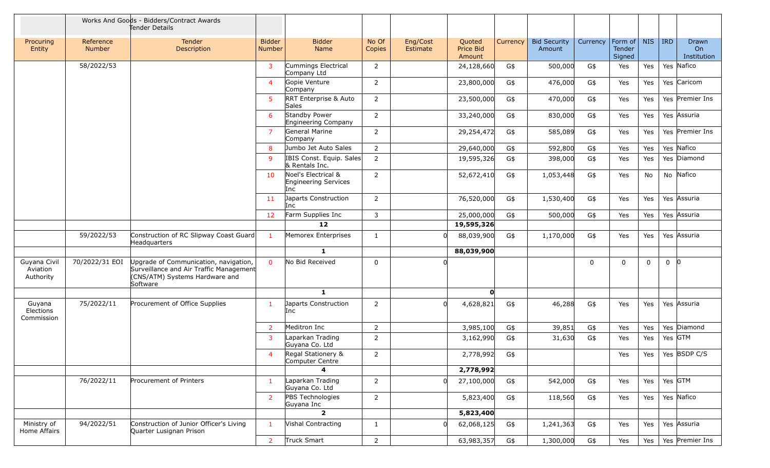| | Works And Goods - Bidders/Contract Awards Tender Details | | | | | | | | | | | | | |
|---|---|---|---|---|---|---|---|---|---|---|---|---|---|---|
| Procuring Entity | Reference Number | Tender Description | Bidder Number | Bidder Name | No Of Copies | Eng/Cost Estimate | Quoted Price Bid Amount | Currency | Bid Security Amount | Currency | Form of Tender Signed | NIS | IRD | Drawn On Institution |
| | 58/2022/53 | | 3 | Cummings Electrical Company Ltd | 2 | | 24,128,660 | G$ | 500,000 | G$ | Yes | Yes | Yes | Nafico |
| | | | 4 | Gopie Venture Company | 2 | | 23,800,000 | G$ | 476,000 | G$ | Yes | Yes | Yes | Caricom |
| | | | 5 | RRT Enterprise & Auto Sales | 2 | | 23,500,000 | G$ | 470,000 | G$ | Yes | Yes | Yes | Premier Ins |
| | | | 6 | Standby Power Engineering Company | 2 | | 33,240,000 | G$ | 830,000 | G$ | Yes | Yes | Yes | Assuria |
| | | | 7 | General Marine Company | 2 | | 29,254,472 | G$ | 585,089 | G$ | Yes | Yes | Yes | Premier Ins |
| | | | 8 | Jumbo Jet Auto Sales | 2 | | 29,640,000 | G$ | 592,800 | G$ | Yes | Yes | Yes | Nafico |
| | | | 9 | IBIS Const. Equip. Sales & Rentals Inc. | 2 | | 19,595,326 | G$ | 398,000 | G$ | Yes | Yes | Yes | Diamond |
| | | | 10 | Noel's Electrical & Engineering Services Inc | 2 | | 52,672,410 | G$ | 1,053,448 | G$ | Yes | No | No | Nafico |
| | | | 11 | Japarts Construction Inc | 2 | | 76,520,000 | G$ | 1,530,400 | G$ | Yes | Yes | Yes | Assuria |
| | | | 12 | Farm Supplies Inc | 3 | | 25,000,000 | G$ | 500,000 | G$ | Yes | Yes | Yes | Assuria |
| | | | | **12** | | | **19,595,326** | | | | | | | |
| | 59/2022/53 | Construction of RC Slipway Coast Guard Headquarters | 1 | Memorex Enterprises | 1 | 0 | 88,039,900 | G$ | 1,170,000 | G$ | Yes | Yes | Yes | Assuria |
| | | | | **1** | | | **88,039,900** | | | | | | | |
| Guyana Civil Aviation Authority | 70/2022/31 EOI | Upgrade of Communication, navigation, Surveillance and Air Traffic Management (CNS/ATM) Systems Hardware and Software | 0 | No Bid Received | 0 | 0 | | | | 0 | 0 | 0 | 0 | 0 |
| | | | | **1** | | | **0** | | | | | | | |
| Guyana Elections Commission | 75/2022/11 | Procurement of Office Supplies | 1 | Japarts Construction Inc | 2 | 0 | 4,628,821 | G$ | 46,288 | G$ | Yes | Yes | Yes | Assuria |
| | | | 2 | Meditron Inc | 2 | | 3,985,100 | G$ | 39,851 | G$ | Yes | Yes | Yes | Diamond |
| | | | 3 | Laparkan Trading Guyana Co. Ltd | 2 | | 3,162,990 | G$ | 31,630 | G$ | Yes | Yes | Yes | GTM |
| | | | 4 | Regal Stationery & Computer Centre | 2 | | 2,778,992 | G$ | | | Yes | Yes | Yes | BSDP C/S |
| | | | | **4** | | | **2,778,992** | | | | | | | |
| | 76/2022/11 | Procurement of Printers | 1 | Laparkan Trading Guyana Co. Ltd | 2 | 0 | 27,100,000 | G$ | 542,000 | G$ | Yes | Yes | Yes | GTM |
| | | | 2 | PBS Technologies Guyana Inc | 2 | | 5,823,400 | G$ | 118,560 | G$ | Yes | Yes | Yes | Nafico |
| | | | | **2** | | | **5,823,400** | | | | | | | |
| Ministry of Home Affairs | 94/2022/51 | Construction of Junior Officer's Living Quarter Lusignan Prison | 1 | Vishal Contracting | 1 | 0 | 62,068,125 | G$ | 1,241,363 | G$ | Yes | Yes | Yes | Assuria |
| | | | 2 | Truck Smart | 2 | | 63,983,357 | G$ | 1,300,000 | G$ | Yes | Yes | Yes | Premier Ins |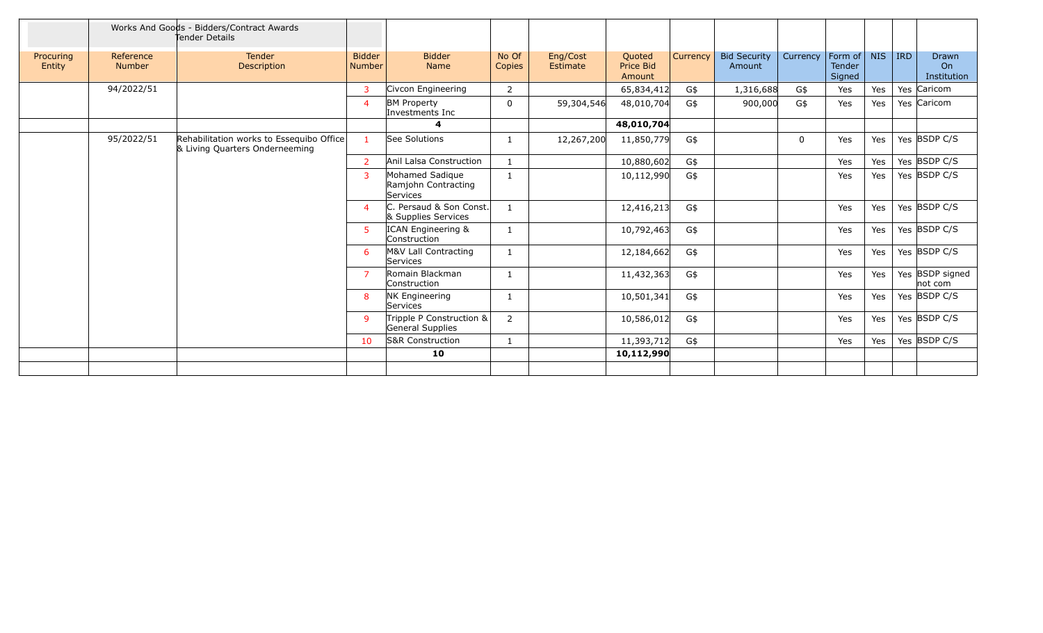Works And Goods - Bidders/Contract Awards
Tender Details

| Procuring Entity | Reference Number | Tender Description | Bidder Number | Bidder Name | No Of Copies | Eng/Cost Estimate | Quoted Price Bid Amount | Currency | Bid Security Amount | Currency | Form of Tender Signed | NIS | IRD | Drawn On Institution |
|---|---|---|---|---|---|---|---|---|---|---|---|---|---|---|
| | 94/2022/51 | | 3 | Civcon Engineering | 2 | | 65,834,412 | G$ | 1,316,688 | G$ | Yes | Yes | Yes | Caricom |
| | | | 4 | BM Property Investments Inc | 0 | 59,304,546 | 48,010,704 | G$ | 900,000 | G$ | Yes | Yes | Yes | Caricom |
| | | | | **4** | | | **48,010,704** | | | | | | | |
| | 95/2022/51 | Rehabilitation works to Essequibo Office & Living Quarters Onderneeming | 1 | See Solutions | 1 | 12,267,200 | 11,850,779 | G$ | | 0 | Yes | Yes | Yes | BSDP C/S |
| | | | 2 | Anil Lalsa Construction | 1 | | 10,880,602 | G$ | | | Yes | Yes | Yes | BSDP C/S |
| | | | 3 | Mohamed Sadique Ramjohn Contracting Services | 1 | | 10,112,990 | G$ | | | Yes | Yes | Yes | BSDP C/S |
| | | | 4 | C. Persaud & Son Const. & Supplies Services | 1 | | 12,416,213 | G$ | | | Yes | Yes | Yes | BSDP C/S |
| | | | 5 | ICAN Engineering & Construction | 1 | | 10,792,463 | G$ | | | Yes | Yes | Yes | BSDP C/S |
| | | | 6 | M&V Lall Contracting Services | 1 | | 12,184,662 | G$ | | | Yes | Yes | Yes | BSDP C/S |
| | | | 7 | Romain Blackman Construction | 1 | | 11,432,363 | G$ | | | Yes | Yes | Yes | BSDP signed not com |
| | | | 8 | NK Engineering Services | 1 | | 10,501,341 | G$ | | | Yes | Yes | Yes | BSDP C/S |
| | | | 9 | Tripple P Construction & General Supplies | 2 | | 10,586,012 | G$ | | | Yes | Yes | Yes | BSDP C/S |
| | | | 10 | S&R Construction | 1 | | 11,393,712 | G$ | | | Yes | Yes | Yes | BSDP C/S |
| | | | | **10** | | | **10,112,990** | | | | | | | |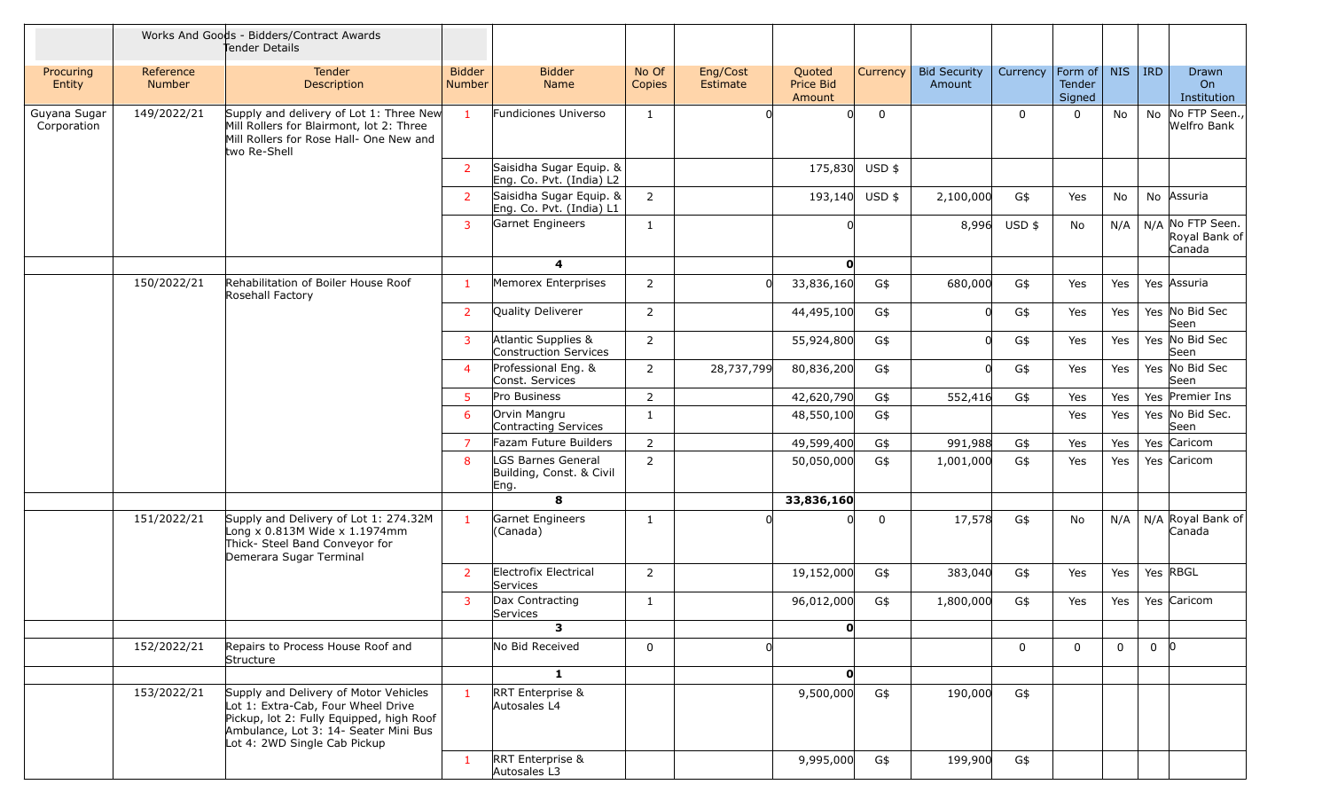| | Works And Goods - Bidders/Contract Awards Tender Details | | | | | | | | | | | | | |
|---|---|---|---|---|---|---|---|---|---|---|---|---|---|---|
| Procuring Entity | Reference Number | Tender Description | Bidder Number | Bidder Name | No Of Copies | Eng/Cost Estimate | Quoted Price Bid Amount | Currency | Bid Security Amount | Currency | Form of Tender Signed | NIS | IRD | Drawn On Institution |
| Guyana Sugar Corporation | 149/2022/21 | Supply and delivery of Lot 1: Three New Mill Rollers for Blairmont, lot 2: Three Mill Rollers for Rose Hall- One New and two Re-Shell | 1 | Fundiciones Universo | 1 | 0 | 0 | 0 | | 0 | 0 | No | No | No FTP Seen., Welfro Bank |
| | | | 2 | Saisidha Sugar Equip. & Eng. Co. Pvt. (India) L2 | | | 175,830 | USD $ | | | | | | |
| | | | 2 | Saisidha Sugar Equip. & Eng. Co. Pvt. (India) L1 | 2 | | 193,140 | USD $ | 2,100,000 | G$ | Yes | No | No | Assuria |
| | | | 3 | Garnet Engineers | 1 | | 0 | | 8,996 | USD $ | No | N/A | N/A | No FTP Seen. Royal Bank of Canada |
| | | | | 4 | | | 0 | | | | | | | |
| | 150/2022/21 | Rehabilitation of Boiler House Roof Rosehall Factory | 1 | Memorex Enterprises | 2 | 0 | 33,836,160 | G$ | 680,000 | G$ | Yes | Yes | Yes | Assuria |
| | | | 2 | Quality Deliverer | 2 | | 44,495,100 | G$ | 0 | G$ | Yes | Yes | Yes | No Bid Sec Seen |
| | | | 3 | Atlantic Supplies & Construction Services | 2 | | 55,924,800 | G$ | 0 | G$ | Yes | Yes | Yes | No Bid Sec Seen |
| | | | 4 | Professional Eng. & Const. Services | 2 | 28,737,799 | 80,836,200 | G$ | 0 | G$ | Yes | Yes | Yes | No Bid Sec Seen |
| | | | 5 | Pro Business | 2 | | 42,620,790 | G$ | 552,416 | G$ | Yes | Yes | Yes | Premier Ins |
| | | | 6 | Orvin Mangru Contracting Services | 1 | | 48,550,100 | G$ | | | Yes | Yes | Yes | No Bid Sec. Seen |
| | | | 7 | Fazam Future Builders | 2 | | 49,599,400 | G$ | 991,988 | G$ | Yes | Yes | Yes | Caricom |
| | | | 8 | LGS Barnes General Building, Const. & Civil Eng. | 2 | | 50,050,000 | G$ | 1,001,000 | G$ | Yes | Yes | Yes | Caricom |
| | | | | **8** | | | **33,836,160** | | | | | | | |
| | 151/2022/21 | Supply and Delivery of Lot 1: 274.32M Long x 0.813M Wide x 1.1974mm Thick- Steel Band Conveyor for Demerara Sugar Terminal | 1 | Garnet Engineers (Canada) | 1 | 0 | 0 | 0 | 17,578 | G$ | No | N/A | N/A | Royal Bank of Canada |
| | | | 2 | Electrofix Electrical Services | 2 | | 19,152,000 | G$ | 383,040 | G$ | Yes | Yes | Yes | RBGL |
| | | | 3 | Dax Contracting Services | 1 | | 96,012,000 | G$ | 1,800,000 | G$ | Yes | Yes | Yes | Caricom |
| | | | | **3** | | | **0** | | | | | | | |
| | 152/2022/21 | Repairs to Process House Roof and Structure | | No Bid Received | 0 | 0 | | | | 0 | 0 | 0 | 0 | 0 |
| | | | | **1** | | | **0** | | | | | | | |
| | 153/2022/21 | Supply and Delivery of Motor Vehicles Lot 1: Extra-Cab, Four Wheel Drive Pickup, lot 2: Fully Equipped, high Roof Ambulance, Lot 3: 14- Seater Mini Bus Lot 4: 2WD Single Cab Pickup | 1 | RRT Enterprise & Autosales L4 | | | 9,500,000 | G$ | 190,000 | G$ | | | | |
| | | | 1 | RRT Enterprise & Autosales L3 | | | 9,995,000 | G$ | 199,900 | G$ | | | | |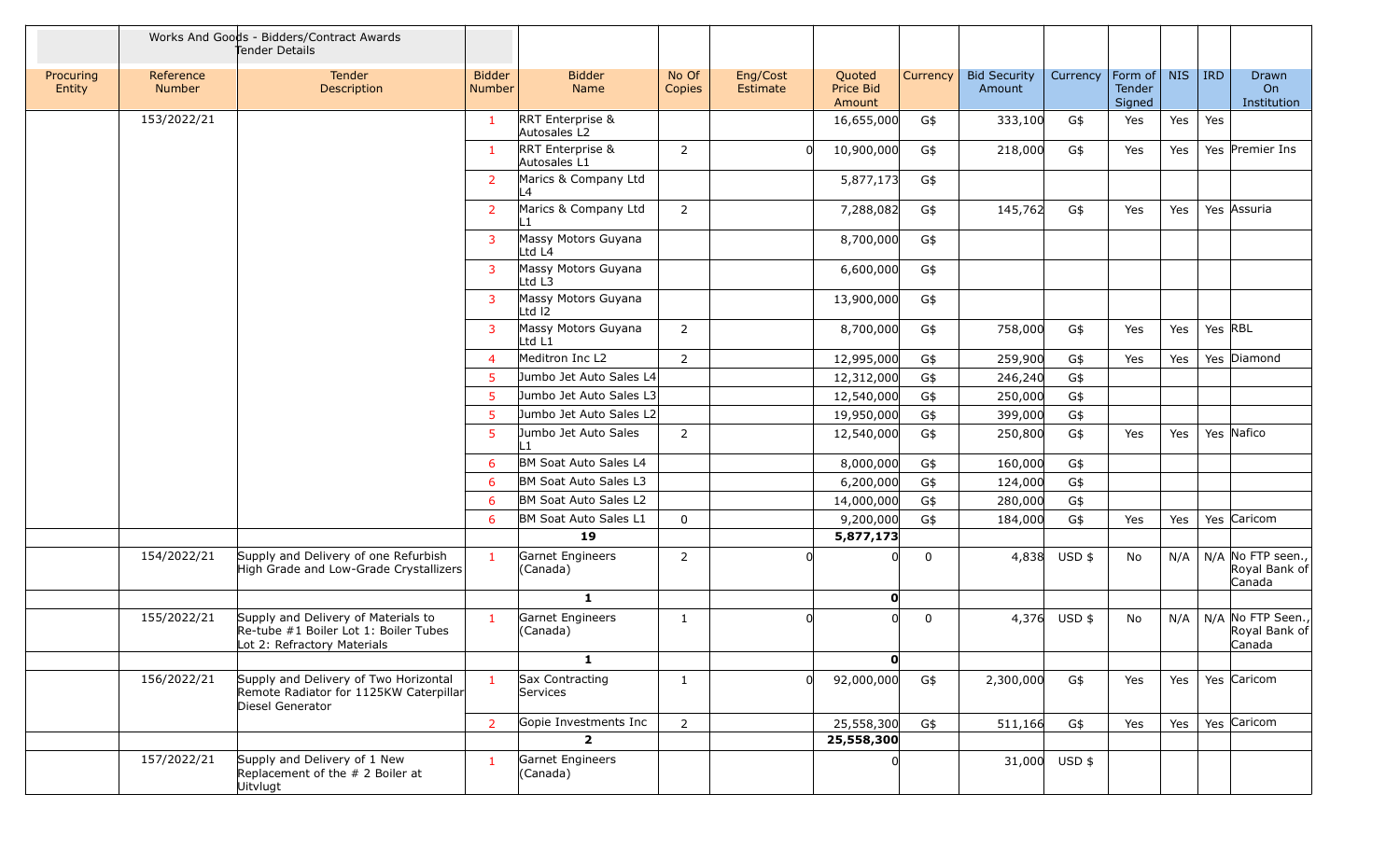| | Works And Goods - Bidders/Contract Awards Tender Details | | | | | | | | | | | | | |
|---|---|---|---|---|---|---|---|---|---|---|---|---|---|---|
| Procuring Entity | Reference Number | Tender Description | Bidder Number | Bidder Name | No Of Copies | Eng/Cost Estimate | Quoted Price Bid Amount | Currency | Bid Security Amount | Currency | Form of Tender Signed | NIS | IRD | Drawn On Institution |
| | 153/2022/21 | | 1 | RRT Enterprise & Autosales L2 | | | 16,655,000 | G$ | 333,100 | G$ | Yes | Yes | Yes | |
| | | | 1 | RRT Enterprise & Autosales L1 | 2 | 0 | 10,900,000 | G$ | 218,000 | G$ | Yes | Yes | Yes | Premier Ins |
| | | | 2 | Marics & Company Ltd L4 | | | 5,877,173 | G$ | | | | | | |
| | | | 2 | Marics & Company Ltd L1 | 2 | | 7,288,082 | G$ | 145,762 | G$ | Yes | Yes | Yes | Assuria |
| | | | 3 | Massy Motors Guyana Ltd L4 | | | 8,700,000 | G$ | | | | | | |
| | | | 3 | Massy Motors Guyana Ltd L3 | | | 6,600,000 | G$ | | | | | | |
| | | | 3 | Massy Motors Guyana Ltd l2 | | | 13,900,000 | G$ | | | | | | |
| | | | 3 | Massy Motors Guyana Ltd L1 | 2 | | 8,700,000 | G$ | 758,000 | G$ | Yes | Yes | Yes | RBL |
| | | | 4 | Meditron Inc L2 | 2 | | 12,995,000 | G$ | 259,900 | G$ | Yes | Yes | Yes | Diamond |
| | | | 5 | Jumbo Jet Auto Sales L4 | | | 12,312,000 | G$ | 246,240 | G$ | | | | |
| | | | 5 | Jumbo Jet Auto Sales L3 | | | 12,540,000 | G$ | 250,000 | G$ | | | | |
| | | | 5 | Jumbo Jet Auto Sales L2 | | | 19,950,000 | G$ | 399,000 | G$ | | | | |
| | | | 5 | Jumbo Jet Auto Sales L1 | 2 | | 12,540,000 | G$ | 250,800 | G$ | Yes | Yes | Yes | Nafico |
| | | | 6 | BM Soat Auto Sales L4 | | | 8,000,000 | G$ | 160,000 | G$ | | | | |
| | | | 6 | BM Soat Auto Sales L3 | | | 6,200,000 | G$ | 124,000 | G$ | | | | |
| | | | 6 | BM Soat Auto Sales L2 | | | 14,000,000 | G$ | 280,000 | G$ | | | | |
| | | | 6 | BM Soat Auto Sales L1 | 0 | | 9,200,000 | G$ | 184,000 | G$ | Yes | Yes | Yes | Caricom |
| | | | | **19** | | | **5,877,173** | | | | | | | |
| | 154/2022/21 | Supply and Delivery of one Refurbish High Grade and Low-Grade Crystallizers | 1 | Garnet Engineers (Canada) | 2 | 0 | 0 | 0 | 4,838 | USD $ | No | N/A | N/A | No FTP seen., Royal Bank of Canada |
| | | | | **1** | | | **0** | | | | | | | |
| | 155/2022/21 | Supply and Delivery of Materials to Re-tube #1 Boiler Lot 1: Boiler Tubes Lot 2: Refractory Materials | 1 | Garnet Engineers (Canada) | 1 | 0 | 0 | 0 | 4,376 | USD $ | No | N/A | N/A | No FTP Seen., Royal Bank of Canada |
| | | | | **1** | | | **0** | | | | | | | |
| | 156/2022/21 | Supply and Delivery of Two Horizontal Remote Radiator for 1125KW Caterpillar Diesel Generator | 1 | Sax Contracting Services | 1 | 0 | 92,000,000 | G$ | 2,300,000 | G$ | Yes | Yes | Yes | Caricom |
| | | | 2 | Gopie Investments Inc | 2 | | 25,558,300 | G$ | 511,166 | G$ | Yes | Yes | Yes | Caricom |
| | | | | **2** | | | **25,558,300** | | | | | | | |
| | 157/2022/21 | Supply and Delivery of 1 New Replacement of the # 2 Boiler at Uitvlugt | 1 | Garnet Engineers (Canada) | | | 0 | | 31,000 | USD $ | | | | |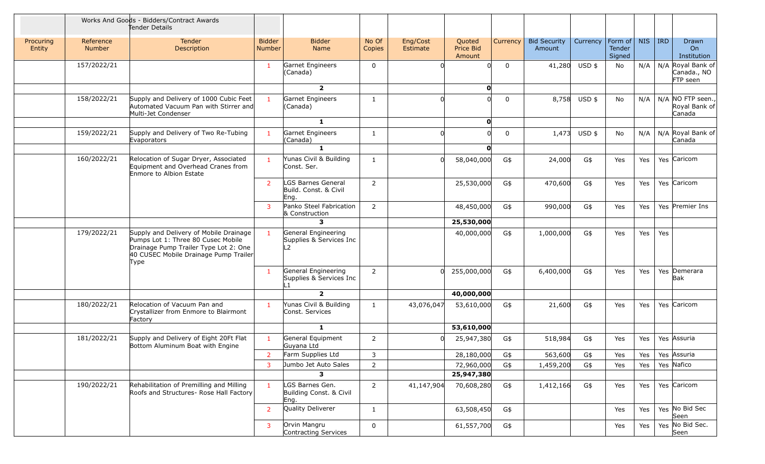| Procuring Entity | Reference Number | Works And Goods - Bidders/Contract Awards Tender Details Tender Description | Bidder Number | Bidder Name | No Of Copies | Eng/Cost Estimate | Quoted Price Bid Amount | Currency | Bid Security Amount | Currency | Form of Tender Signed | NIS | IRD | Drawn On Institution |
|---|---|---|---|---|---|---|---|---|---|---|---|---|---|---|
| | 157/2022/21 | | 1 | Garnet Engineers (Canada) | 0 | 0 | 0 | 0 | 41,280 | USD $ | No | N/A | N/A | Royal Bank of Canada., NO FTP seen |
| | | | | 2 | | | 0 | | | | | | | |
| | 158/2022/21 | Supply and Delivery of 1000 Cubic Feet Automated Vacuum Pan with Stirrer and Multi-Jet Condenser | 1 | Garnet Engineers (Canada) | 1 | 0 | 0 | 0 | 8,758 | USD $ | No | N/A | N/A | NO FTP seen., Royal Bank of Canada |
| | | | | 1 | | | 0 | | | | | | | |
| | 159/2022/21 | Supply and Delivery of Two Re-Tubing Evaporators | 1 | Garnet Engineers (Canada) | 1 | 0 | 0 | 0 | 1,473 | USD $ | No | N/A | N/A | Royal Bank of Canada |
| | | | | 1 | | | 0 | | | | | | | |
| | 160/2022/21 | Relocation of Sugar Dryer, Associated Equipment and Overhead Cranes from Enmore to Albion Estate | 1 | Yunas Civil & Building Const. Ser. | 1 | 0 | 58,040,000 | G$ | 24,000 | G$ | Yes | Yes | Yes | Caricom |
| | | | 2 | LGS Barnes General Build. Const. & Civil Eng. | 2 | | 25,530,000 | G$ | 470,600 | G$ | Yes | Yes | Yes | Caricom |
| | | | 3 | Panko Steel Fabrication & Construction | 2 | | 48,450,000 | G$ | 990,000 | G$ | Yes | Yes | Yes | Premier Ins |
| | | | | 3 | | | 25,530,000 | | | | | | | |
| | 179/2022/21 | Supply and Delivery of Mobile Drainage Pumps Lot 1: Three 80 Cusec Mobile Drainage Pump Trailer Type Lot 2: One 40 CUSEC Mobile Drainage Pump Trailer Type | 1 | General Engineering Supplies & Services Inc L2 | | | 40,000,000 | G$ | 1,000,000 | G$ | Yes | Yes | Yes | |
| | | | 1 | General Engineering Supplies & Services Inc L1 | 2 | 0 | 255,000,000 | G$ | 6,400,000 | G$ | Yes | Yes | Yes | Demerara Bak |
| | | | | 2 | | | 40,000,000 | | | | | | | |
| | 180/2022/21 | Relocation of Vacuum Pan and Crystallizer from Enmore to Blairmont Factory | 1 | Yunas Civil & Building Const. Services | 1 | 43,076,047 | 53,610,000 | G$ | 21,600 | G$ | Yes | Yes | Yes | Caricom |
| | | | | 1 | | | 53,610,000 | | | | | | | |
| | 181/2022/21 | Supply and Delivery of Eight 20Ft Flat Bottom Aluminum Boat with Engine | 1 | General Equipment Guyana Ltd | 2 | 0 | 25,947,380 | G$ | 518,984 | G$ | Yes | Yes | Yes | Assuria |
| | | | 2 | Farm Supplies Ltd | 3 | | 28,180,000 | G$ | 563,600 | G$ | Yes | Yes | Yes | Assuria |
| | | | 3 | Jumbo Jet Auto Sales | 2 | | 72,960,000 | G$ | 1,459,200 | G$ | Yes | Yes | Yes | Nafico |
| | | | | 3 | | | 25,947,380 | | | | | | | |
| | 190/2022/21 | Rehabilitation of Premilling and Milling Roofs and Structures- Rose Hall Factory | 1 | LGS Barnes Gen. Building Const. & Civil Eng. | 2 | 41,147,904 | 70,608,280 | G$ | 1,412,166 | G$ | Yes | Yes | Yes | Caricom |
| | | | 2 | Quality Deliverer | 1 | | 63,508,450 | G$ | | | Yes | Yes | Yes | No Bid Sec Seen |
| | | | 3 | Orvin Mangru Contracting Services | 0 | | 61,557,700 | G$ | | | Yes | Yes | Yes | No Bid Sec. Seen |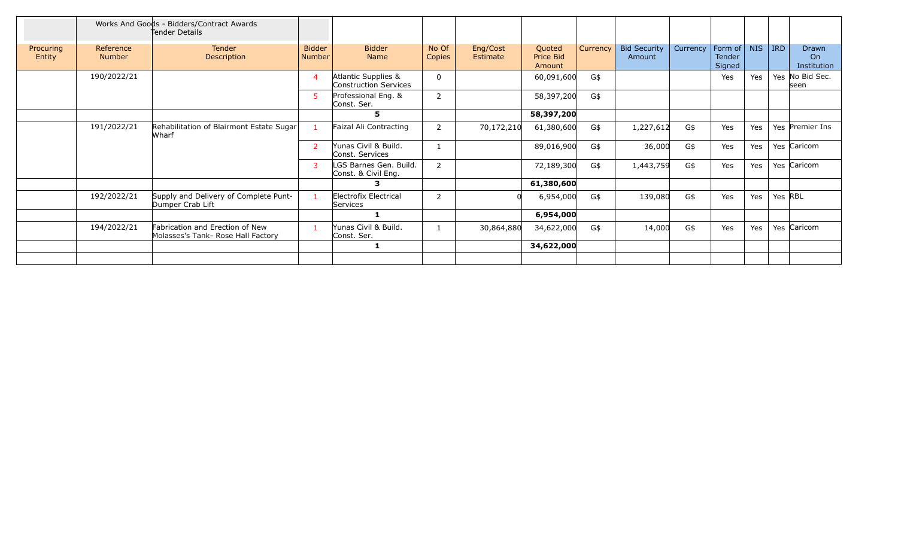| | Works And Goods - Bidders/Contract Awards Tender Details | | | | | | | | | | | | | | |
|---|---|---|---|---|---|---|---|---|---|---|---|---|---|---|---|
| Procuring Entity | Reference Number | Tender Description | Bidder Number | Bidder Name | No Of Copies | Eng/Cost Estimate | Quoted Price Bid Amount | Currency | Bid Security Amount | Currency | Form of Tender Signed | NIS | IRD | Drawn On Institution |
| | 190/2022/21 | | 4 | Atlantic Supplies & Construction Services | 0 | | 60,091,600 | G$ | | | Yes | Yes | Yes | No Bid Sec. seen |
| | | | 5 | Professional Eng. & Const. Ser. | 2 | | 58,397,200 | G$ | | | | | | |
| | | | | **5** | | | **58,397,200** | | | | | | | |
| | 191/2022/21 | Rehabilitation of Blairmont Estate Sugar Wharf | 1 | Faizal Ali Contracting | 2 | 70,172,210 | 61,380,600 | G$ | 1,227,612 | G$ | Yes | Yes | Yes | Premier Ins |
| | | | 2 | Yunas Civil & Build. Const. Services | 1 | | 89,016,900 | G$ | 36,000 | G$ | Yes | Yes | Yes | Caricom |
| | | | 3 | LGS Barnes Gen. Build. Const. & Civil Eng. | 2 | | 72,189,300 | G$ | 1,443,759 | G$ | Yes | Yes | Yes | Caricom |
| | | | | **3** | | | **61,380,600** | | | | | | | |
| | 192/2022/21 | Supply and Delivery of Complete Punt-Dumper Crab Lift | 1 | Electrofix Electrical Services | 2 | 0 | 6,954,000 | G$ | 139,080 | G$ | Yes | Yes | Yes | RBL |
| | | | | **1** | | | **6,954,000** | | | | | | | |
| | 194/2022/21 | Fabrication and Erection of New Molasses's Tank- Rose Hall Factory | 1 | Yunas Civil & Build. Const. Ser. | 1 | 30,864,880 | 34,622,000 | G$ | 14,000 | G$ | Yes | Yes | Yes | Caricom |
| | | | | **1** | | | **34,622,000** | | | | | | | |